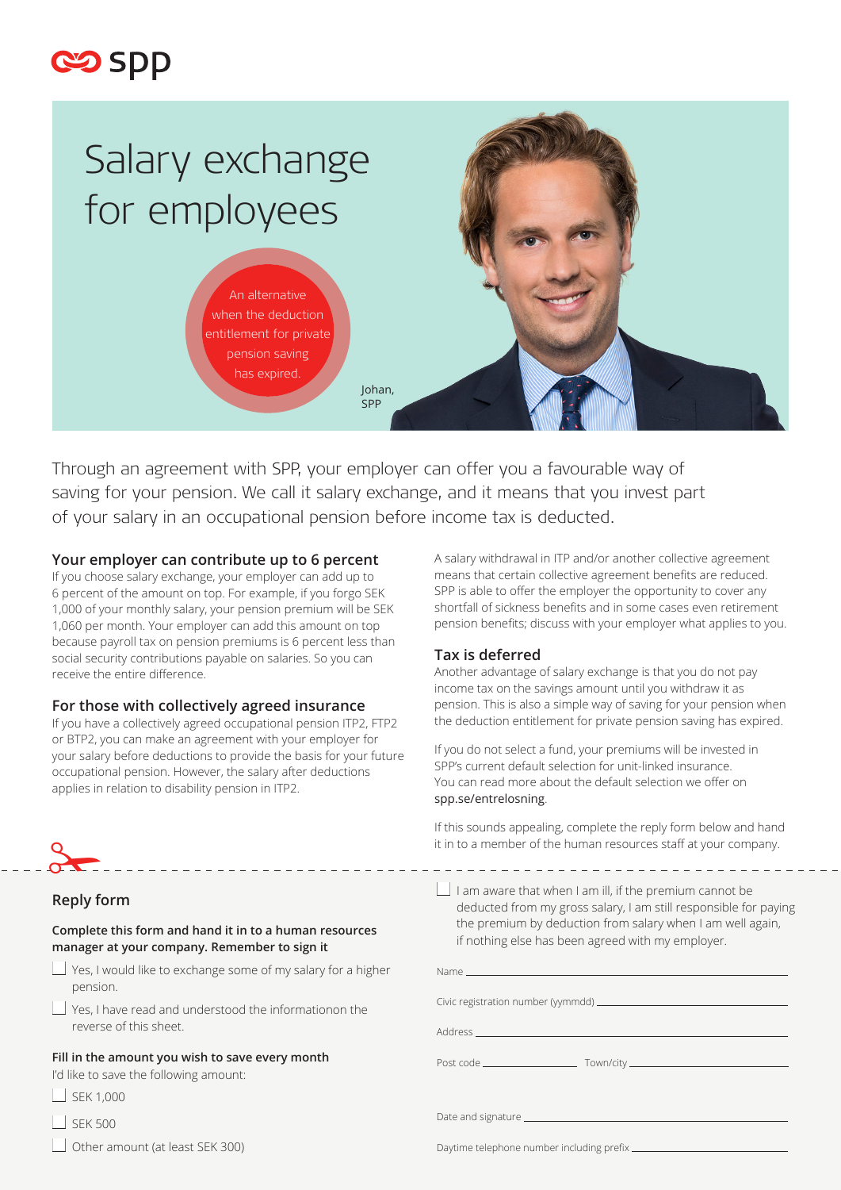spp

# Salary exchange for employees

An alternative when the deduction entitlement for private pension saving has expired.

Johan, SPP

Through an agreement with SPP, your employer can offer you a favourable way of saving for your pension. We call it salary exchange, and it means that you invest part of your salary in an occupational pension before income tax is deducted.

## Your employer can contribute up to 6 percent

If you choose salary exchange, your employer can add up to 6 percent of the amount on top. For example, if you forgo SEK 1,000 of your monthly salary, your pension premium will be SEK 1,060 per month. Your employer can add this amount on top because payroll tax on pension premiums is 6 percent less than social security contributions payable on salaries. So you can receive the entire difference.

## For those with collectively agreed insurance

If you have a collectively agreed occupational pension ITP2, FTP2 or BTP2, you can make an agreement with your employer for your salary before deductions to provide the basis for your future occupational pension. However, the salary after deductions applies in relation to disability pension in ITP2.

A salary withdrawal in ITP and/or another collective agreement means that certain collective agreement benefits are reduced. SPP is able to offer the employer the opportunity to cover any shortfall of sickness benefits and in some cases even retirement pension benefits; discuss with your employer what applies to you.

## Tax is deferred

Another advantage of salary exchange is that you do not pay income tax on the savings amount until you withdraw it as pension. This is also a simple way of saving for your pension when the deduction entitlement for private pension saving has expired.

If you do not select a fund, your premiums will be invested in SPP's current default selection for unit-linked insurance. You can read more about the default selection we offer on spp.se/entrelosning.

If this sounds appealing, complete the reply form below and hand it in to a member of the human resources staff at your company.

---

## Reply form

**Complete this form and hand it in to a human resources manager at your company. Remember to sign it**

- ☐ Yes, I would like to exchange some of my salary for a higher pension.
- ☐ Yes, I have read and understood the informationon the reverse of this sheet.

**Fill in the amount you wish to save every month**

I'd like to save the following amount:

- ☐ SEK 1,000
- ☐ SEK 500
- ☐ Other amount (at least SEK 300)

- ☐ I am aware that when I am ill, if the premium cannot be deducted from my gross salary, I am still responsible for paying the premium by deduction from salary when I am well again, if nothing else has been agreed with my employer.

Name ______________________________

Civic registration number (yymmdd) ______________________________

Address ______________________________

Post code ______________ Town/city ______________

Date and signature ______________________________

Daytime telephone number including prefix ______________________________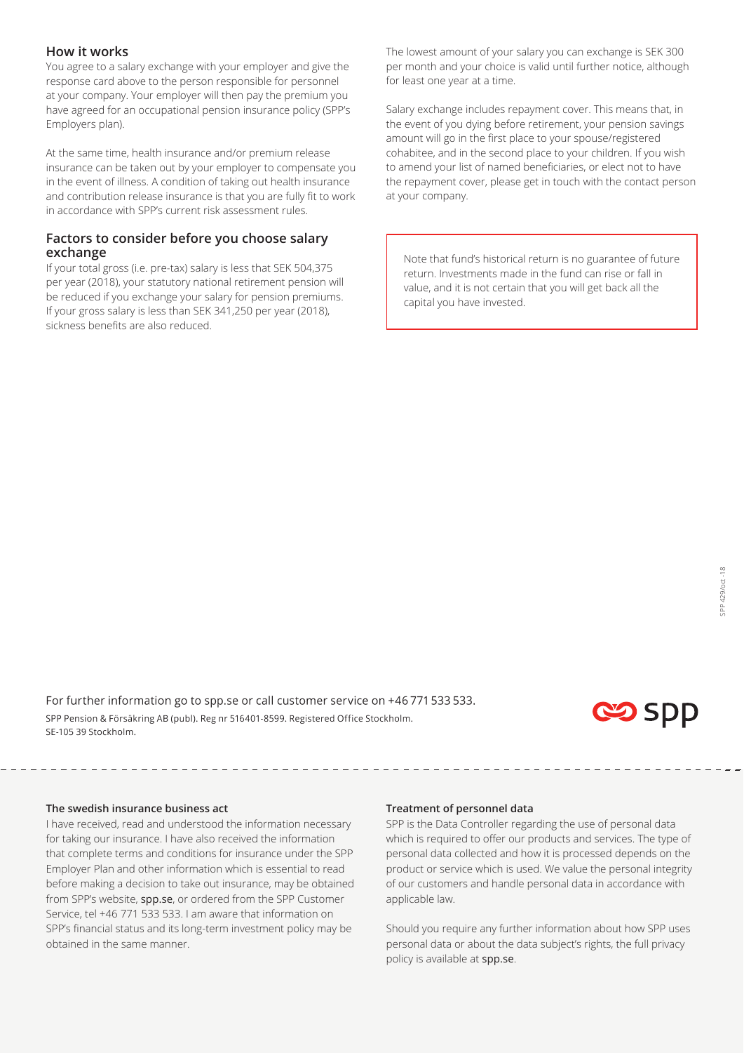## How it works

You agree to a salary exchange with your employer and give the response card above to the person responsible for personnel at your company. Your employer will then pay the premium you have agreed for an occupational pension insurance policy (SPP's Employers plan).

At the same time, health insurance and/or premium release insurance can be taken out by your employer to compensate you in the event of illness. A condition of taking out health insurance and contribution release insurance is that you are fully fit to work in accordance with SPP's current risk assessment rules.

## Factors to consider before you choose salary exchange

If your total gross (i.e. pre-tax) salary is less that SEK 504,375 per year (2018), your statutory national retirement pension will be reduced if you exchange your salary for pension premiums. If your gross salary is less than SEK 341,250 per year (2018), sickness benefits are also reduced.

The lowest amount of your salary you can exchange is SEK 300 per month and your choice is valid until further notice, although for least one year at a time.

Salary exchange includes repayment cover. This means that, in the event of you dying before retirement, your pension savings amount will go in the first place to your spouse/registered cohabitee, and in the second place to your children. If you wish to amend your list of named beneficiaries, or elect not to have the repayment cover, please get in touch with the contact person at your company.

Note that fund's historical return is no guarantee of future return. Investments made in the fund can rise or fall in value, and it is not certain that you will get back all the capital you have invested.

SPP 429/oct -18

For further information go to spp.se or call customer service on +46 771 533 533.

SPP Pension & Försäkring AB (publ). Reg nr 516401-8599. Registered Office Stockholm.
SE-105 39 Stockholm.

spp

### The swedish insurance business act

I have received, read and understood the information necessary for taking our insurance. I have also received the information that complete terms and conditions for insurance under the SPP Employer Plan and other information which is essential to read before making a decision to take out insurance, may be obtained from SPP's website, **spp.se**, or ordered from the SPP Customer Service, tel +46 771 533 533. I am aware that information on SPP's financial status and its long-term investment policy may be obtained in the same manner.

### Treatment of personnel data

SPP is the Data Controller regarding the use of personal data which is required to offer our products and services. The type of personal data collected and how it is processed depends on the product or service which is used. We value the personal integrity of our customers and handle personal data in accordance with applicable law.

Should you require any further information about how SPP uses personal data or about the data subject's rights, the full privacy policy is available at **spp.se**.